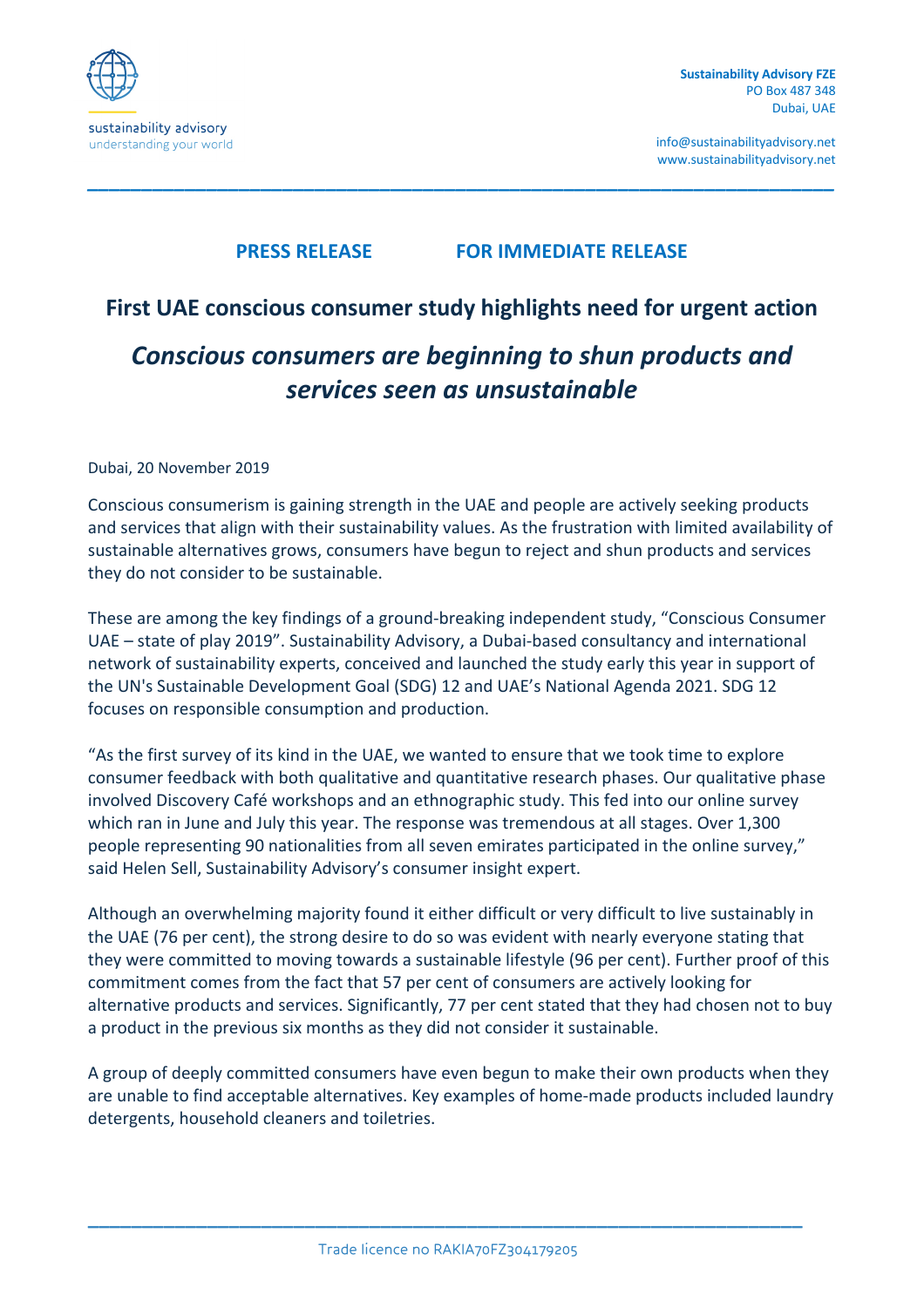sustainability advisory
understanding your world

**Sustainability Advisory FZE**
PO Box 487 348
Dubai, UAE

info@sustainabilityadvisory.net
www.sustainabilityadvisory.net

**PRESS RELEASE** **FOR IMMEDIATE RELEASE**

# First UAE conscious consumer study highlights need for urgent action

## *Conscious consumers are beginning to shun products and services seen as unsustainable*

Dubai, 20 November 2019

Conscious consumerism is gaining strength in the UAE and people are actively seeking products and services that align with their sustainability values. As the frustration with limited availability of sustainable alternatives grows, consumers have begun to reject and shun products and services they do not consider to be sustainable.

These are among the key findings of a ground-breaking independent study, "Conscious Consumer UAE – state of play 2019". Sustainability Advisory, a Dubai-based consultancy and international network of sustainability experts, conceived and launched the study early this year in support of the UN's Sustainable Development Goal (SDG) 12 and UAE's National Agenda 2021. SDG 12 focuses on responsible consumption and production.

"As the first survey of its kind in the UAE, we wanted to ensure that we took time to explore consumer feedback with both qualitative and quantitative research phases. Our qualitative phase involved Discovery Café workshops and an ethnographic study. This fed into our online survey which ran in June and July this year. The response was tremendous at all stages. Over 1,300 people representing 90 nationalities from all seven emirates participated in the online survey," said Helen Sell, Sustainability Advisory's consumer insight expert.

Although an overwhelming majority found it either difficult or very difficult to live sustainably in the UAE (76 per cent), the strong desire to do so was evident with nearly everyone stating that they were committed to moving towards a sustainable lifestyle (96 per cent). Further proof of this commitment comes from the fact that 57 per cent of consumers are actively looking for alternative products and services. Significantly, 77 per cent stated that they had chosen not to buy a product in the previous six months as they did not consider it sustainable.

A group of deeply committed consumers have even begun to make their own products when they are unable to find acceptable alternatives. Key examples of home-made products included laundry detergents, household cleaners and toiletries.

Trade licence no RAKIA70FZ304179205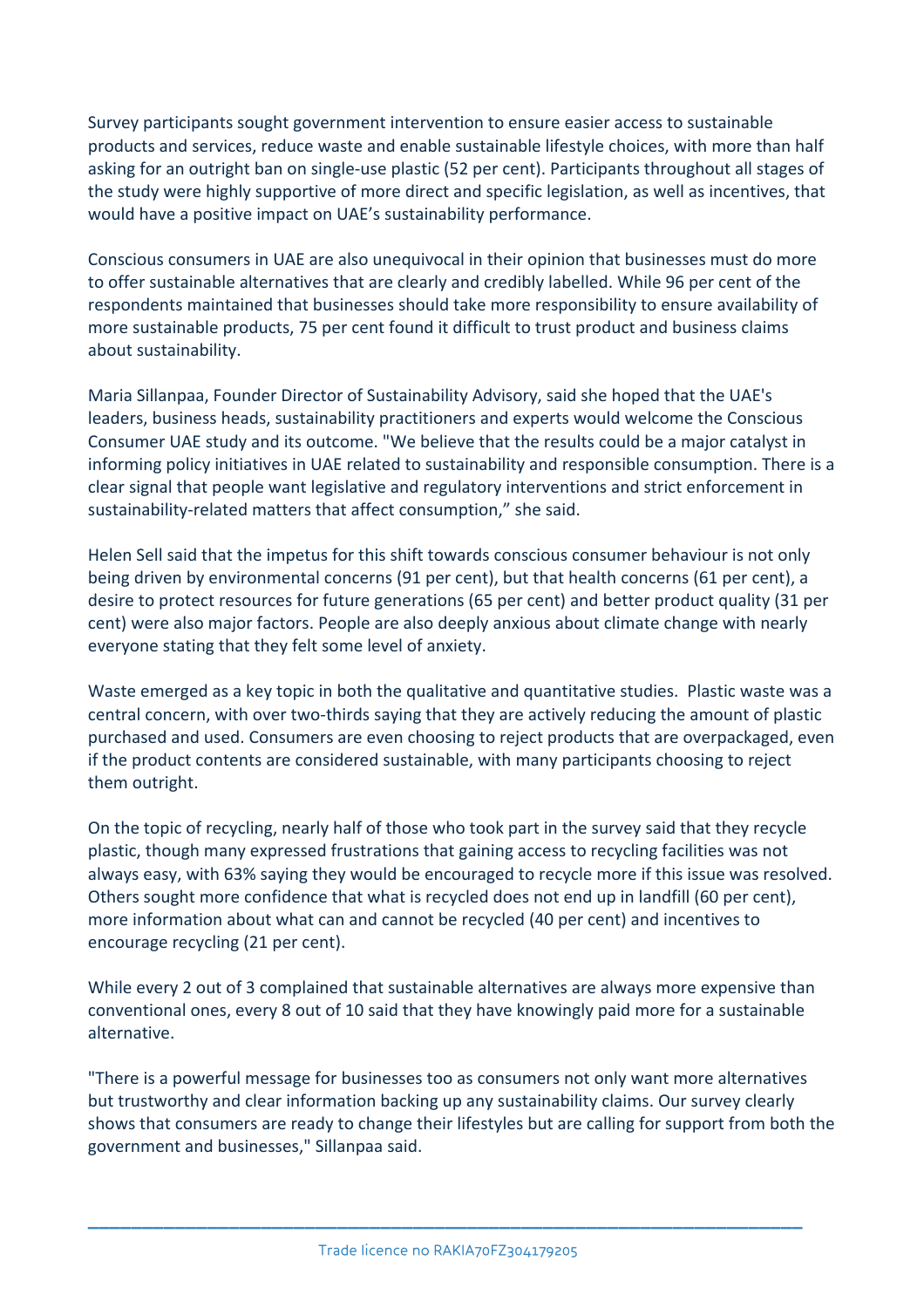Survey participants sought government intervention to ensure easier access to sustainable products and services, reduce waste and enable sustainable lifestyle choices, with more than half asking for an outright ban on single-use plastic (52 per cent). Participants throughout all stages of the study were highly supportive of more direct and specific legislation, as well as incentives, that would have a positive impact on UAE's sustainability performance.

Conscious consumers in UAE are also unequivocal in their opinion that businesses must do more to offer sustainable alternatives that are clearly and credibly labelled. While 96 per cent of the respondents maintained that businesses should take more responsibility to ensure availability of more sustainable products, 75 per cent found it difficult to trust product and business claims about sustainability.

Maria Sillanpaa, Founder Director of Sustainability Advisory, said she hoped that the UAE's leaders, business heads, sustainability practitioners and experts would welcome the Conscious Consumer UAE study and its outcome. "We believe that the results could be a major catalyst in informing policy initiatives in UAE related to sustainability and responsible consumption. There is a clear signal that people want legislative and regulatory interventions and strict enforcement in sustainability-related matters that affect consumption," she said.

Helen Sell said that the impetus for this shift towards conscious consumer behaviour is not only being driven by environmental concerns (91 per cent), but that health concerns (61 per cent), a desire to protect resources for future generations (65 per cent) and better product quality (31 per cent) were also major factors. People are also deeply anxious about climate change with nearly everyone stating that they felt some level of anxiety.

Waste emerged as a key topic in both the qualitative and quantitative studies. Plastic waste was a central concern, with over two-thirds saying that they are actively reducing the amount of plastic purchased and used. Consumers are even choosing to reject products that are overpackaged, even if the product contents are considered sustainable, with many participants choosing to reject them outright.

On the topic of recycling, nearly half of those who took part in the survey said that they recycle plastic, though many expressed frustrations that gaining access to recycling facilities was not always easy, with 63% saying they would be encouraged to recycle more if this issue was resolved. Others sought more confidence that what is recycled does not end up in landfill (60 per cent), more information about what can and cannot be recycled (40 per cent) and incentives to encourage recycling (21 per cent).

While every 2 out of 3 complained that sustainable alternatives are always more expensive than conventional ones, every 8 out of 10 said that they have knowingly paid more for a sustainable alternative.

"There is a powerful message for businesses too as consumers not only want more alternatives but trustworthy and clear information backing up any sustainability claims. Our survey clearly shows that consumers are ready to change their lifestyles but are calling for support from both the government and businesses," Sillanpaa said.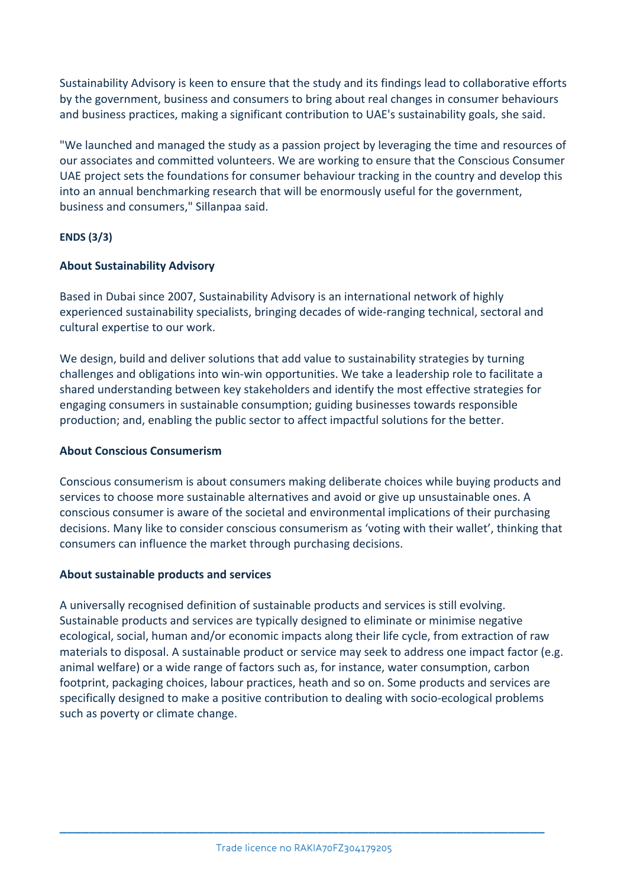Sustainability Advisory is keen to ensure that the study and its findings lead to collaborative efforts by the government, business and consumers to bring about real changes in consumer behaviours and business practices, making a significant contribution to UAE's sustainability goals, she said.

"We launched and managed the study as a passion project by leveraging the time and resources of our associates and committed volunteers. We are working to ensure that the Conscious Consumer UAE project sets the foundations for consumer behaviour tracking in the country and develop this into an annual benchmarking research that will be enormously useful for the government, business and consumers," Sillanpaa said.

**ENDS (3/3)**

**About Sustainability Advisory**

Based in Dubai since 2007, Sustainability Advisory is an international network of highly experienced sustainability specialists, bringing decades of wide-ranging technical, sectoral and cultural expertise to our work.

We design, build and deliver solutions that add value to sustainability strategies by turning challenges and obligations into win-win opportunities. We take a leadership role to facilitate a shared understanding between key stakeholders and identify the most effective strategies for engaging consumers in sustainable consumption; guiding businesses towards responsible production; and, enabling the public sector to affect impactful solutions for the better.

**About Conscious Consumerism**

Conscious consumerism is about consumers making deliberate choices while buying products and services to choose more sustainable alternatives and avoid or give up unsustainable ones. A conscious consumer is aware of the societal and environmental implications of their purchasing decisions. Many like to consider conscious consumerism as 'voting with their wallet', thinking that consumers can influence the market through purchasing decisions.

**About sustainable products and services**

A universally recognised definition of sustainable products and services is still evolving. Sustainable products and services are typically designed to eliminate or minimise negative ecological, social, human and/or economic impacts along their life cycle, from extraction of raw materials to disposal. A sustainable product or service may seek to address one impact factor (e.g. animal welfare) or a wide range of factors such as, for instance, water consumption, carbon footprint, packaging choices, labour practices, heath and so on. Some products and services are specifically designed to make a positive contribution to dealing with socio-ecological problems such as poverty or climate change.

Trade licence no RAKIA70FZ304179205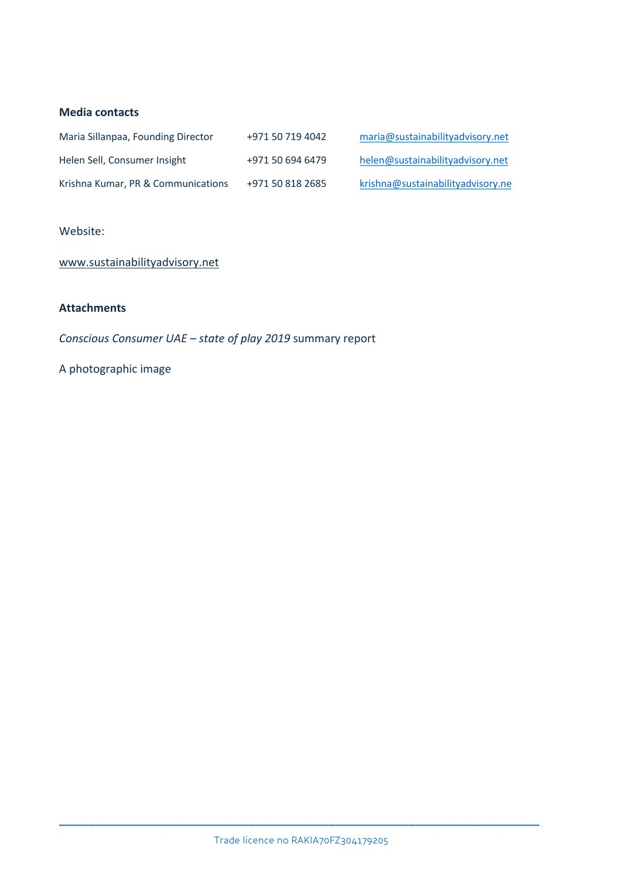**Media contacts**

| | | |
|---|---|---|
| Maria Sillanpaa, Founding Director | +971 50 719 4042 | maria@sustainabilityadvisory.net |
| Helen Sell, Consumer Insight | +971 50 694 6479 | helen@sustainabilityadvisory.net |
| Krishna Kumar, PR & Communications | +971 50 818 2685 | krishna@sustainabilityadvisory.ne |

Website:

www.sustainabilityadvisory.net

**Attachments**

*Conscious Consumer UAE – state of play 2019* summary report

A photographic image

Trade licence no RAKIA70FZ304179205